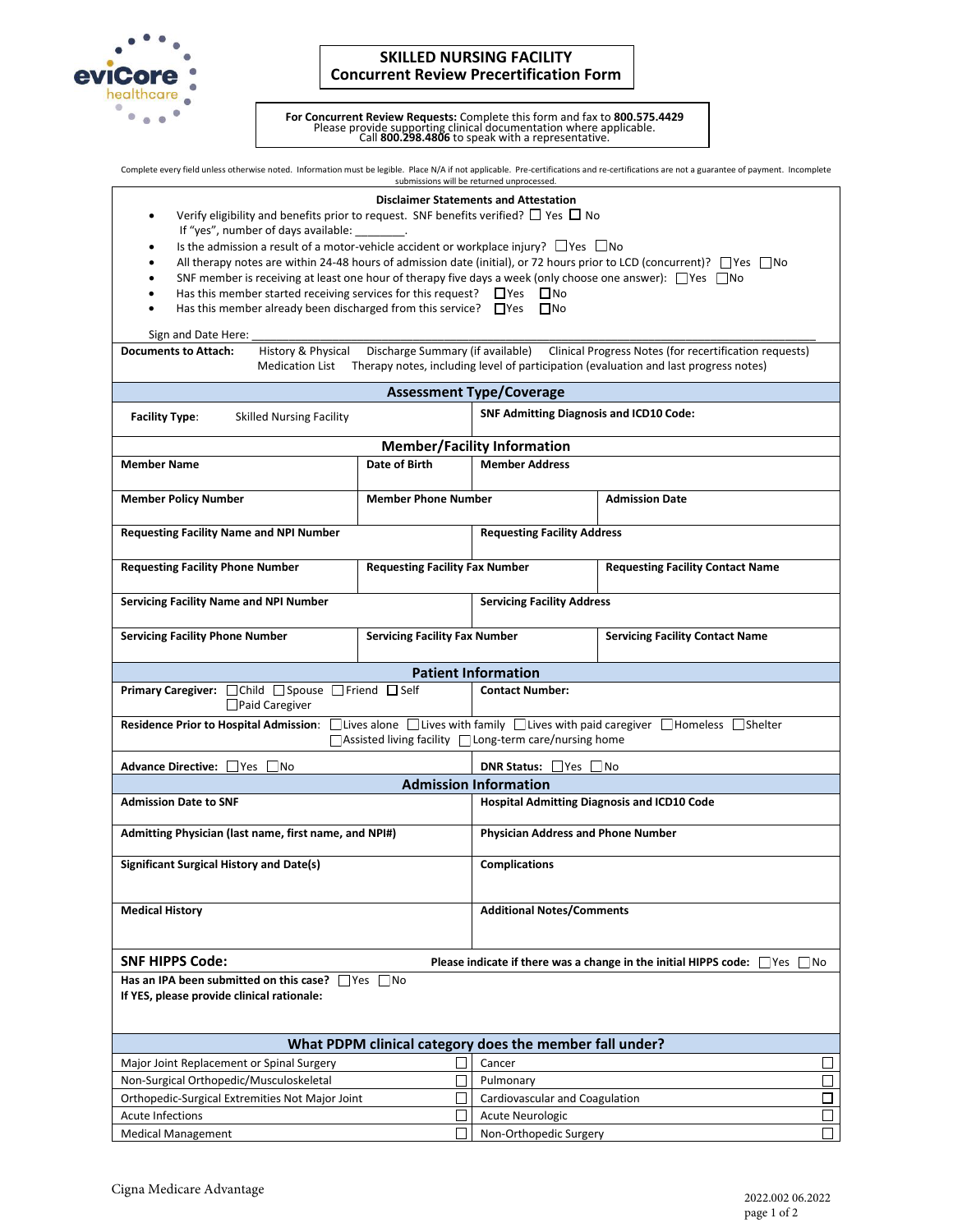# SKILLED NURSING FACILITY
## Concurrent Review Precertification Form

**For Concurrent Review Requests:** Complete this form and fax to **800.575.4429**
Please provide supporting clinical documentation where applicable.
Call **800.298.4806** to speak with a representative.

Complete every field unless otherwise noted. Information must be legible. Place N/A if not applicable. Pre-certifications and re-certifications are not a guarantee of payment. Incomplete submissions will be returned unprocessed.

**Disclaimer Statements and Attestation**

- Verify eligibility and benefits prior to request. SNF benefits verified? ☐ Yes ☐ No
  If "yes", number of days available: ________.
- Is the admission a result of a motor-vehicle accident or workplace injury? ☐ Yes ☐ No
- All therapy notes are within 24-48 hours of admission date (initial), or 72 hours prior to LCD (concurrent)? ☐ Yes ☐ No
- SNF member is receiving at least one hour of therapy five days a week (only choose one answer): ☐ Yes ☐ No
- Has this member started receiving services for this request? ☐ Yes ☐ No
- Has this member already been discharged from this service? ☐ Yes ☐ No

Sign and Date Here: ____________________________________________

**Documents to Attach:** History & Physical, Discharge Summary (if available), Clinical Progress Notes (for recertification requests), Medication List, Therapy notes, including level of participation (evaluation and last progress notes)

## Assessment Type/Coverage

| **Facility Type**: Skilled Nursing Facility | **SNF Admitting Diagnosis and ICD10 Code:** |
|---|---|

## Member/Facility Information

| | | |
|---|---|---|
| **Member Name** | **Date of Birth** | **Member Address** |
| **Member Policy Number** | **Member Phone Number** | **Admission Date** |
| **Requesting Facility Name and NPI Number** | | **Requesting Facility Address** |
| **Requesting Facility Phone Number** | **Requesting Facility Fax Number** | **Requesting Facility Contact Name** |
| **Servicing Facility Name and NPI Number** | | **Servicing Facility Address** |
| **Servicing Facility Phone Number** | **Servicing Facility Fax Number** | **Servicing Facility Contact Name** |

## Patient Information

**Primary Caregiver:** ☐ Child ☐ Spouse ☐ Friend ☐ Self ☐ Paid Caregiver

**Contact Number:**

**Residence Prior to Hospital Admission:** ☐ Lives alone ☐ Lives with family ☐ Lives with paid caregiver ☐ Homeless ☐ Shelter ☐ Assisted living facility ☐ Long-term care/nursing home

**Advance Directive:** ☐ Yes ☐ No

**DNR Status:** ☐ Yes ☐ No

## Admission Information

| | |
|---|---|
| **Admission Date to SNF** | **Hospital Admitting Diagnosis and ICD10 Code** |
| **Admitting Physician (last name, first name, and NPI#)** | **Physician Address and Phone Number** |
| **Significant Surgical History and Date(s)** | **Complications** |
| **Medical History** | **Additional Notes/Comments** |

**SNF HIPPS Code:**

**Please indicate if there was a change in the initial HIPPS code:** ☐ Yes ☐ No

**Has an IPA been submitted on this case?** ☐ Yes ☐ No
**If YES, please provide clinical rationale:**

## What PDPM clinical category does the member fall under?

| | | | |
|---|---|---|---|
| Major Joint Replacement or Spinal Surgery | ☐ | Cancer | ☐ |
| Non-Surgical Orthopedic/Musculoskeletal | ☐ | Pulmonary | ☐ |
| Orthopedic-Surgical Extremities Not Major Joint | ☐ | Cardiovascular and Coagulation | ☐ |
| Acute Infections | ☐ | Acute Neurologic | ☐ |
| Medical Management | ☐ | Non-Orthopedic Surgery | ☐ |

Cigna Medicare Advantage

2022.002 06.2022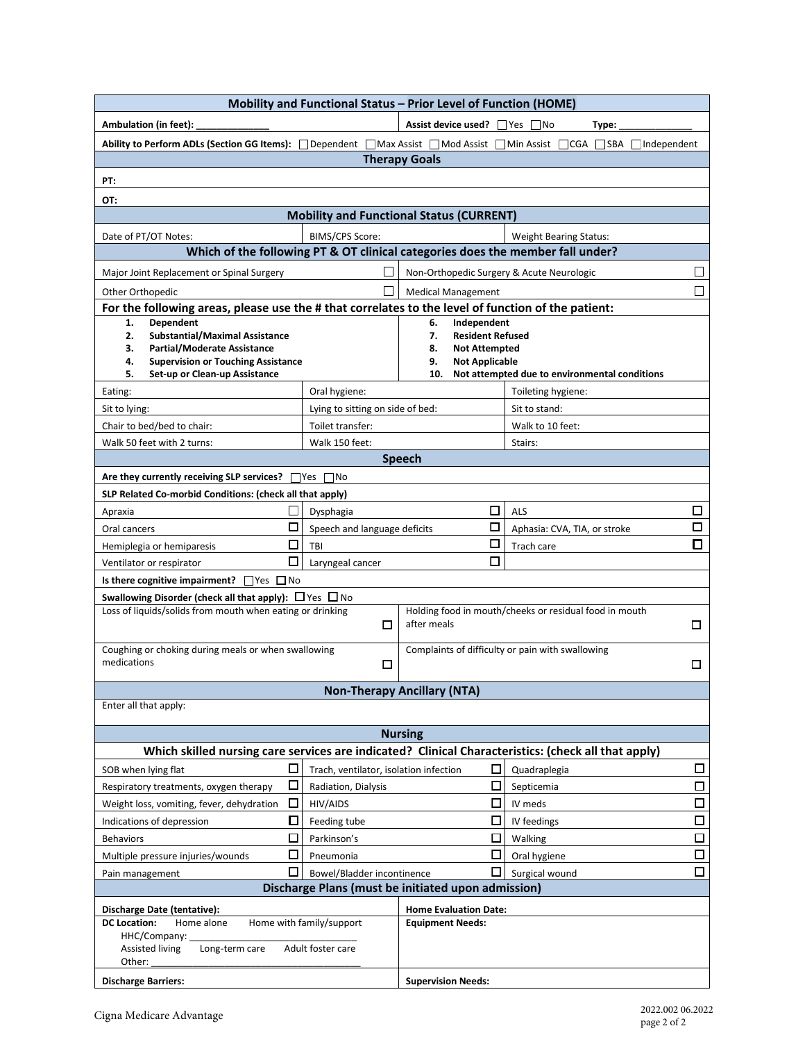## Mobility and Functional Status – Prior Level of Function (HOME)

| | |
|---|---|
| **Ambulation (in feet):** ______________ | **Assist device used?** ☐ Yes ☐ No **Type:** ______________ |

**Ability to Perform ADLs (Section GG Items):** ☐ Dependent ☐ Max Assist ☐ Mod Assist ☐ Min Assist ☐ CGA ☐ SBA ☐ Independent

## Therapy Goals

**PT:**

**OT:**

## Mobility and Functional Status (CURRENT)

| | | |
|---|---|---|
| Date of PT/OT Notes: | BIMS/CPS Score: | Weight Bearing Status: |

### Which of the following PT & OT clinical categories does the member fall under?

| | | | |
|---|---|---|---|
| Major Joint Replacement or Spinal Surgery | ☐ | Non-Orthopedic Surgery & Acute Neurologic | ☐ |
| Other Orthopedic | ☐ | Medical Management | ☐ |

### For the following areas, please use the # that correlates to the level of function of the patient:

1. **Dependent**
2. **Substantial/Maximal Assistance**
3. **Partial/Moderate Assistance**
4. **Supervision or Touching Assistance**
5. **Set-up or Clean-up Assistance**
6. **Independent**
7. **Resident Refused**
8. **Not Attempted**
9. **Not Applicable**
10. **Not attempted due to environmental conditions**

| | | |
|---|---|---|
| Eating: | Oral hygiene: | Toileting hygiene: |
| Sit to lying: | Lying to sitting on side of bed: | Sit to stand: |
| Chair to bed/bed to chair: | Toilet transfer: | Walk to 10 feet: |
| Walk 50 feet with 2 turns: | Walk 150 feet: | Stairs: |

## Speech

**Are they currently receiving SLP services?** ☐ Yes ☐ No

**SLP Related Co-morbid Conditions: (check all that apply)**

| | | | | | |
|---|---|---|---|---|---|
| Apraxia | ☐ | Dysphagia | ☐ | ALS | ☐ |
| Oral cancers | ☐ | Speech and language deficits | ☐ | Aphasia: CVA, TIA, or stroke | ☐ |
| Hemiplegia or hemiparesis | ☐ | TBI | ☐ | Trach care | ☐ |
| Ventilator or respirator | ☐ | Laryngeal cancer | ☐ | | |

**Is there cognitive impairment?** ☐ Yes ☐ No

**Swallowing Disorder (check all that apply):** ☐ Yes ☐ No

| | | | |
|---|---|---|---|
| Loss of liquids/solids from mouth when eating or drinking | ☐ | Holding food in mouth/cheeks or residual food in mouth after meals | ☐ |
| Coughing or choking during meals or when swallowing medications | ☐ | Complaints of difficulty or pain with swallowing | ☐ |

## Non-Therapy Ancillary (NTA)

Enter all that apply:

## Nursing

### Which skilled nursing care services are indicated? Clinical Characteristics: (check all that apply)

| | | | | | |
|---|---|---|---|---|---|
| SOB when lying flat | ☐ | Trach, ventilator, isolation infection | ☐ | Quadraplegia | ☐ |
| Respiratory treatments, oxygen therapy | ☐ | Radiation, Dialysis | ☐ | Septicemia | ☐ |
| Weight loss, vomiting, fever, dehydration | ☐ | HIV/AIDS | ☐ | IV meds | ☐ |
| Indications of depression | ☐ | Feeding tube | ☐ | IV feedings | ☐ |
| Behaviors | ☐ | Parkinson's | ☐ | Walking | ☐ |
| Multiple pressure injuries/wounds | ☐ | Pneumonia | ☐ | Oral hygiene | ☐ |
| Pain management | ☐ | Bowel/Bladder incontinence | ☐ | Surgical wound | ☐ |

## Discharge Plans (must be initiated upon admission)

| | |
|---|---|
| **Discharge Date (tentative):** | **Home Evaluation Date:** |
| **DC Location:** Home alone Home with family/support<br>HHC/Company: ________________________________<br>Assisted living Long-term care Adult foster care<br>Other: ________________________________________ | **Equipment Needs:** |
| **Discharge Barriers:** | **Supervision Needs:** |

Cigna Medicare Advantage

2022.002 06.2022